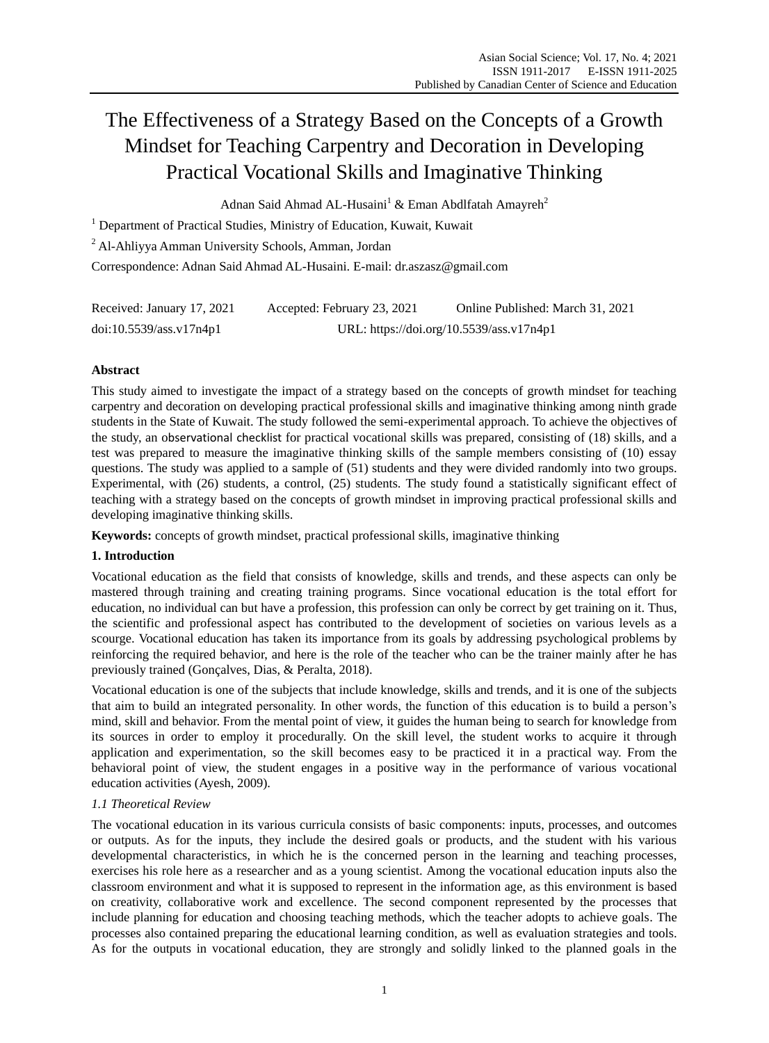# The Effectiveness of a Strategy Based on the Concepts of a Growth Mindset for Teaching Carpentry and Decoration in Developing Practical Vocational Skills and Imaginative Thinking

Adnan Said Ahmad AL-Husaini[1] & Eman Abdlfatah Amayreh[2]

[1] Department of Practical Studies, Ministry of Education, Kuwait, Kuwait

[2] Al-Ahliyya Amman University Schools, Amman, Jordan

Correspondence: Adnan Said Ahmad AL-Husaini. E-mail: dr.aszasz@gmail.com

Received: January 17, 2021 Accepted: February 23, 2021 Online Published: March 31, 2021

doi:10.5539/ass.v17n4p1 URL: https://doi.org/10.5539/ass.v17n4p1

## Abstract

This study aimed to investigate the impact of a strategy based on the concepts of growth mindset for teaching carpentry and decoration on developing practical professional skills and imaginative thinking among ninth grade students in the State of Kuwait. The study followed the semi-experimental approach. To achieve the objectives of the study, an observational checklist for practical vocational skills was prepared, consisting of (18) skills, and a test was prepared to measure the imaginative thinking skills of the sample members consisting of (10) essay questions. The study was applied to a sample of (51) students and they were divided randomly into two groups. Experimental, with (26) students, a control, (25) students. The study found a statistically significant effect of teaching with a strategy based on the concepts of growth mindset in improving practical professional skills and developing imaginative thinking skills.

**Keywords:** concepts of growth mindset, practical professional skills, imaginative thinking

## 1. Introduction

Vocational education as the field that consists of knowledge, skills and trends, and these aspects can only be mastered through training and creating training programs. Since vocational education is the total effort for education, no individual can but have a profession, this profession can only be correct by get training on it. Thus, the scientific and professional aspect has contributed to the development of societies on various levels as a scourge. Vocational education has taken its importance from its goals by addressing psychological problems by reinforcing the required behavior, and here is the role of the teacher who can be the trainer mainly after he has previously trained (Gonçalves, Dias, & Peralta, 2018).

Vocational education is one of the subjects that include knowledge, skills and trends, and it is one of the subjects that aim to build an integrated personality. In other words, the function of this education is to build a person's mind, skill and behavior. From the mental point of view, it guides the human being to search for knowledge from its sources in order to employ it procedurally. On the skill level, the student works to acquire it through application and experimentation, so the skill becomes easy to be practiced it in a practical way. From the behavioral point of view, the student engages in a positive way in the performance of various vocational education activities (Ayesh, 2009).

### *1.1 Theoretical Review*

The vocational education in its various curricula consists of basic components: inputs, processes, and outcomes or outputs. As for the inputs, they include the desired goals or products, and the student with his various developmental characteristics, in which he is the concerned person in the learning and teaching processes, exercises his role here as a researcher and as a young scientist. Among the vocational education inputs also the classroom environment and what it is supposed to represent in the information age, as this environment is based on creativity, collaborative work and excellence. The second component represented by the processes that include planning for education and choosing teaching methods, which the teacher adopts to achieve goals. The processes also contained preparing the educational learning condition, as well as evaluation strategies and tools. As for the outputs in vocational education, they are strongly and solidly linked to the planned goals in the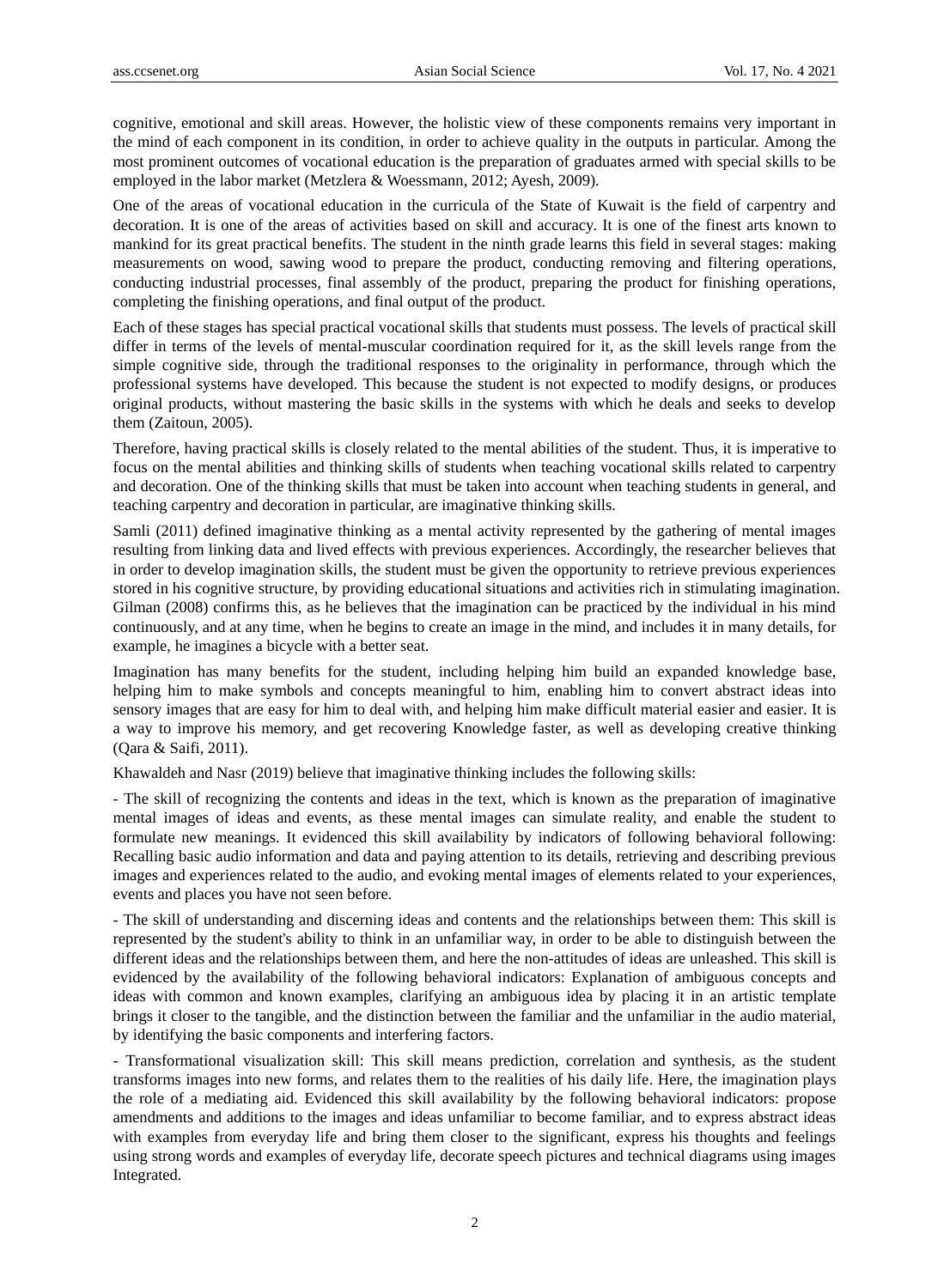cognitive, emotional and skill areas. However, the holistic view of these components remains very important in the mind of each component in its condition, in order to achieve quality in the outputs in particular. Among the most prominent outcomes of vocational education is the preparation of graduates armed with special skills to be employed in the labor market (Metzlera & Woessmann, 2012; Ayesh, 2009).

One of the areas of vocational education in the curricula of the State of Kuwait is the field of carpentry and decoration. It is one of the areas of activities based on skill and accuracy. It is one of the finest arts known to mankind for its great practical benefits. The student in the ninth grade learns this field in several stages: making measurements on wood, sawing wood to prepare the product, conducting removing and filtering operations, conducting industrial processes, final assembly of the product, preparing the product for finishing operations, completing the finishing operations, and final output of the product.

Each of these stages has special practical vocational skills that students must possess. The levels of practical skill differ in terms of the levels of mental-muscular coordination required for it, as the skill levels range from the simple cognitive side, through the traditional responses to the originality in performance, through which the professional systems have developed. This because the student is not expected to modify designs, or produces original products, without mastering the basic skills in the systems with which he deals and seeks to develop them (Zaitoun, 2005).

Therefore, having practical skills is closely related to the mental abilities of the student. Thus, it is imperative to focus on the mental abilities and thinking skills of students when teaching vocational skills related to carpentry and decoration. One of the thinking skills that must be taken into account when teaching students in general, and teaching carpentry and decoration in particular, are imaginative thinking skills.

Samli (2011) defined imaginative thinking as a mental activity represented by the gathering of mental images resulting from linking data and lived effects with previous experiences. Accordingly, the researcher believes that in order to develop imagination skills, the student must be given the opportunity to retrieve previous experiences stored in his cognitive structure, by providing educational situations and activities rich in stimulating imagination. Gilman (2008) confirms this, as he believes that the imagination can be practiced by the individual in his mind continuously, and at any time, when he begins to create an image in the mind, and includes it in many details, for example, he imagines a bicycle with a better seat.

Imagination has many benefits for the student, including helping him build an expanded knowledge base, helping him to make symbols and concepts meaningful to him, enabling him to convert abstract ideas into sensory images that are easy for him to deal with, and helping him make difficult material easier and easier. It is a way to improve his memory, and get recovering Knowledge faster, as well as developing creative thinking (Qara & Saifi, 2011).

Khawaldeh and Nasr (2019) believe that imaginative thinking includes the following skills:

- The skill of recognizing the contents and ideas in the text, which is known as the preparation of imaginative mental images of ideas and events, as these mental images can simulate reality, and enable the student to formulate new meanings. It evidenced this skill availability by indicators of following behavioral following: Recalling basic audio information and data and paying attention to its details, retrieving and describing previous images and experiences related to the audio, and evoking mental images of elements related to your experiences, events and places you have not seen before.

- The skill of understanding and discerning ideas and contents and the relationships between them: This skill is represented by the student's ability to think in an unfamiliar way, in order to be able to distinguish between the different ideas and the relationships between them, and here the non-attitudes of ideas are unleashed. This skill is evidenced by the availability of the following behavioral indicators: Explanation of ambiguous concepts and ideas with common and known examples, clarifying an ambiguous idea by placing it in an artistic template brings it closer to the tangible, and the distinction between the familiar and the unfamiliar in the audio material, by identifying the basic components and interfering factors.

- Transformational visualization skill: This skill means prediction, correlation and synthesis, as the student transforms images into new forms, and relates them to the realities of his daily life. Here, the imagination plays the role of a mediating aid. Evidenced this skill availability by the following behavioral indicators: propose amendments and additions to the images and ideas unfamiliar to become familiar, and to express abstract ideas with examples from everyday life and bring them closer to the significant, express his thoughts and feelings using strong words and examples of everyday life, decorate speech pictures and technical diagrams using images Integrated.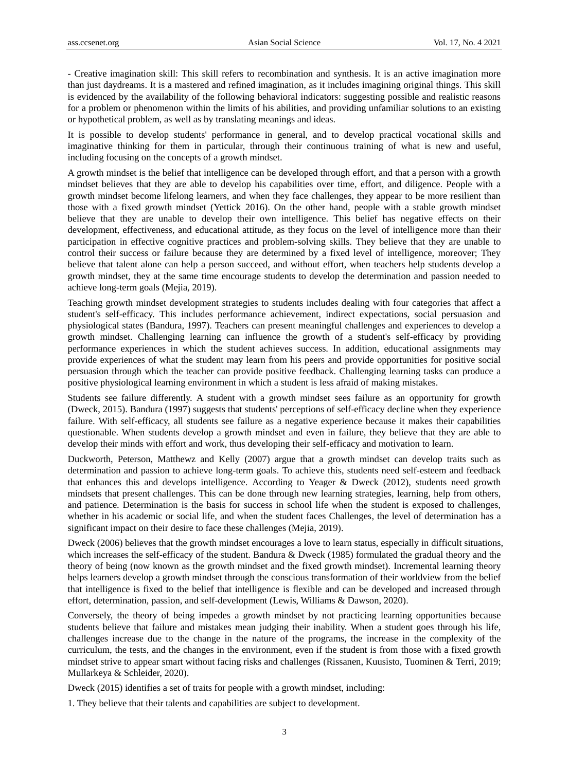- Creative imagination skill: This skill refers to recombination and synthesis. It is an active imagination more than just daydreams. It is a mastered and refined imagination, as it includes imagining original things. This skill is evidenced by the availability of the following behavioral indicators: suggesting possible and realistic reasons for a problem or phenomenon within the limits of his abilities, and providing unfamiliar solutions to an existing or hypothetical problem, as well as by translating meanings and ideas.

It is possible to develop students' performance in general, and to develop practical vocational skills and imaginative thinking for them in particular, through their continuous training of what is new and useful, including focusing on the concepts of a growth mindset.

A growth mindset is the belief that intelligence can be developed through effort, and that a person with a growth mindset believes that they are able to develop his capabilities over time, effort, and diligence. People with a growth mindset become lifelong learners, and when they face challenges, they appear to be more resilient than those with a fixed growth mindset (Yettick 2016). On the other hand, people with a stable growth mindset believe that they are unable to develop their own intelligence. This belief has negative effects on their development, effectiveness, and educational attitude, as they focus on the level of intelligence more than their participation in effective cognitive practices and problem-solving skills. They believe that they are unable to control their success or failure because they are determined by a fixed level of intelligence, moreover; They believe that talent alone can help a person succeed, and without effort, when teachers help students develop a growth mindset, they at the same time encourage students to develop the determination and passion needed to achieve long-term goals (Mejia, 2019).

Teaching growth mindset development strategies to students includes dealing with four categories that affect a student's self-efficacy. This includes performance achievement, indirect expectations, social persuasion and physiological states (Bandura, 1997). Teachers can present meaningful challenges and experiences to develop a growth mindset. Challenging learning can influence the growth of a student's self-efficacy by providing performance experiences in which the student achieves success. In addition, educational assignments may provide experiences of what the student may learn from his peers and provide opportunities for positive social persuasion through which the teacher can provide positive feedback. Challenging learning tasks can produce a positive physiological learning environment in which a student is less afraid of making mistakes.

Students see failure differently. A student with a growth mindset sees failure as an opportunity for growth (Dweck, 2015). Bandura (1997) suggests that students' perceptions of self-efficacy decline when they experience failure. With self-efficacy, all students see failure as a negative experience because it makes their capabilities questionable. When students develop a growth mindset and even in failure, they believe that they are able to develop their minds with effort and work, thus developing their self-efficacy and motivation to learn.

Duckworth, Peterson, Matthewz and Kelly (2007) argue that a growth mindset can develop traits such as determination and passion to achieve long-term goals. To achieve this, students need self-esteem and feedback that enhances this and develops intelligence. According to Yeager & Dweck (2012), students need growth mindsets that present challenges. This can be done through new learning strategies, learning, help from others, and patience. Determination is the basis for success in school life when the student is exposed to challenges, whether in his academic or social life, and when the student faces Challenges, the level of determination has a significant impact on their desire to face these challenges (Mejia, 2019).

Dweck (2006) believes that the growth mindset encourages a love to learn status, especially in difficult situations, which increases the self-efficacy of the student. Bandura & Dweck (1985) formulated the gradual theory and the theory of being (now known as the growth mindset and the fixed growth mindset). Incremental learning theory helps learners develop a growth mindset through the conscious transformation of their worldview from the belief that intelligence is fixed to the belief that intelligence is flexible and can be developed and increased through effort, determination, passion, and self-development (Lewis, Williams & Dawson, 2020).

Conversely, the theory of being impedes a growth mindset by not practicing learning opportunities because students believe that failure and mistakes mean judging their inability. When a student goes through his life, challenges increase due to the change in the nature of the programs, the increase in the complexity of the curriculum, the tests, and the changes in the environment, even if the student is from those with a fixed growth mindset strive to appear smart without facing risks and challenges (Rissanen, Kuusisto, Tuominen & Terri, 2019; Mullarkeya & Schleider, 2020).

Dweck (2015) identifies a set of traits for people with a growth mindset, including:

1. They believe that their talents and capabilities are subject to development.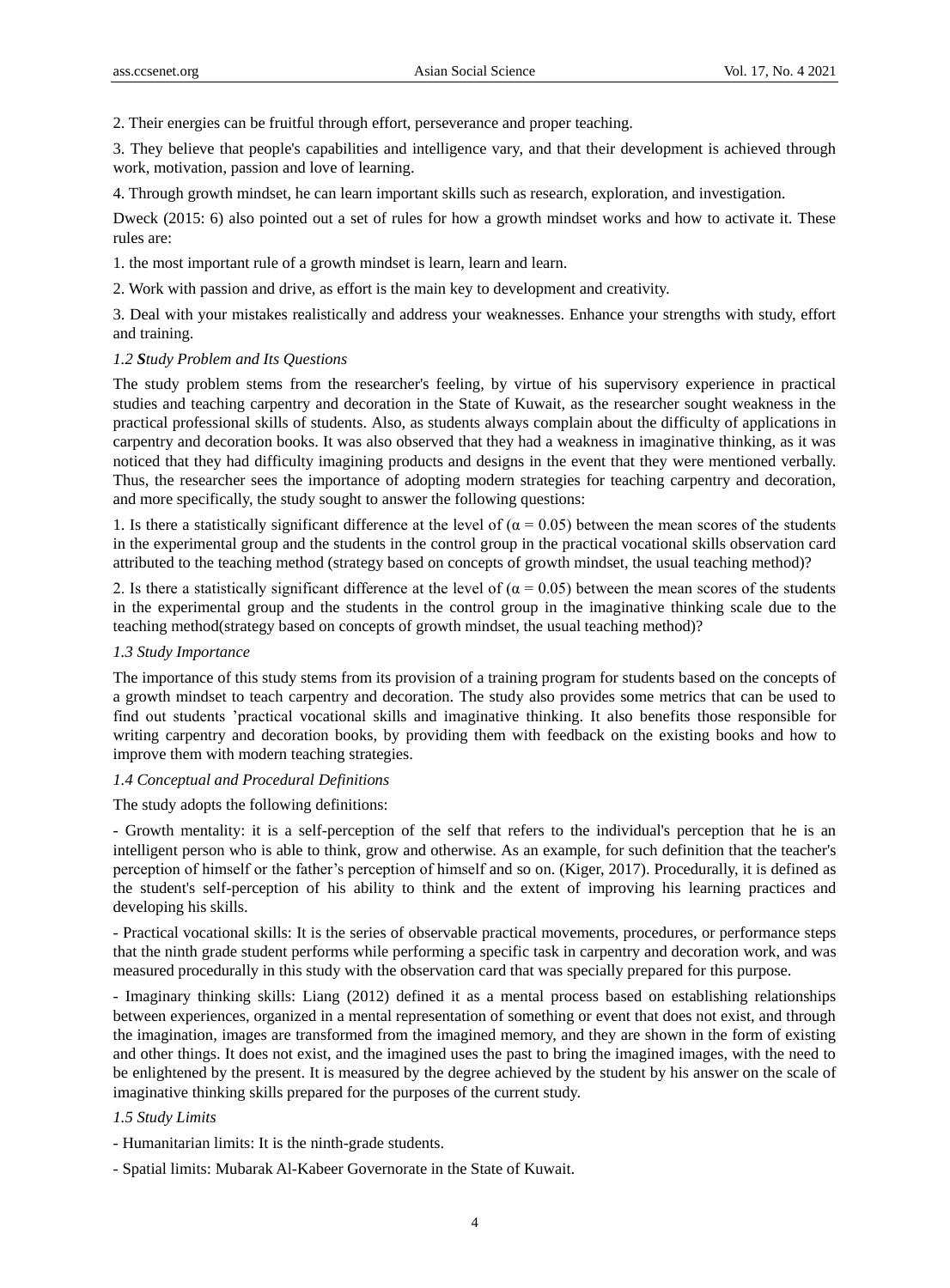2. Their energies can be fruitful through effort, perseverance and proper teaching.

3. They believe that people's capabilities and intelligence vary, and that their development is achieved through work, motivation, passion and love of learning.

4. Through growth mindset, he can learn important skills such as research, exploration, and investigation.

Dweck (2015: 6) also pointed out a set of rules for how a growth mindset works and how to activate it. These rules are:

1. the most important rule of a growth mindset is learn, learn and learn.

2. Work with passion and drive, as effort is the main key to development and creativity.

3. Deal with your mistakes realistically and address your weaknesses. Enhance your strengths with study, effort and training.

### *1.2 **S**tudy Problem and Its Questions*

The study problem stems from the researcher's feeling, by virtue of his supervisory experience in practical studies and teaching carpentry and decoration in the State of Kuwait, as the researcher sought weakness in the practical professional skills of students. Also, as students always complain about the difficulty of applications in carpentry and decoration books. It was also observed that they had a weakness in imaginative thinking, as it was noticed that they had difficulty imagining products and designs in the event that they were mentioned verbally. Thus, the researcher sees the importance of adopting modern strategies for teaching carpentry and decoration, and more specifically, the study sought to answer the following questions:

1. Is there a statistically significant difference at the level of ($\alpha = 0.05$) between the mean scores of the students in the experimental group and the students in the control group in the practical vocational skills observation card attributed to the teaching method (strategy based on concepts of growth mindset, the usual teaching method)?

2. Is there a statistically significant difference at the level of ($\alpha = 0.05$) between the mean scores of the students in the experimental group and the students in the control group in the imaginative thinking scale due to the teaching method(strategy based on concepts of growth mindset, the usual teaching method)?

### *1.3 Study Importance*

The importance of this study stems from its provision of a training program for students based on the concepts of a growth mindset to teach carpentry and decoration. The study also provides some metrics that can be used to find out students 'practical vocational skills and imaginative thinking. It also benefits those responsible for writing carpentry and decoration books, by providing them with feedback on the existing books and how to improve them with modern teaching strategies.

### *1.4 Conceptual and Procedural Definitions*

The study adopts the following definitions:

- Growth mentality: it is a self-perception of the self that refers to the individual's perception that he is an intelligent person who is able to think, grow and otherwise. As an example, for such definition that the teacher's perception of himself or the father's perception of himself and so on. (Kiger, 2017). Procedurally, it is defined as the student's self-perception of his ability to think and the extent of improving his learning practices and developing his skills.

- Practical vocational skills: It is the series of observable practical movements, procedures, or performance steps that the ninth grade student performs while performing a specific task in carpentry and decoration work, and was measured procedurally in this study with the observation card that was specially prepared for this purpose.

- Imaginary thinking skills: Liang (2012) defined it as a mental process based on establishing relationships between experiences, organized in a mental representation of something or event that does not exist, and through the imagination, images are transformed from the imagined memory, and they are shown in the form of existing and other things. It does not exist, and the imagined uses the past to bring the imagined images, with the need to be enlightened by the present. It is measured by the degree achieved by the student by his answer on the scale of imaginative thinking skills prepared for the purposes of the current study.

### *1.5 Study Limits*

- Humanitarian limits: It is the ninth-grade students.

- Spatial limits: Mubarak Al-Kabeer Governorate in the State of Kuwait.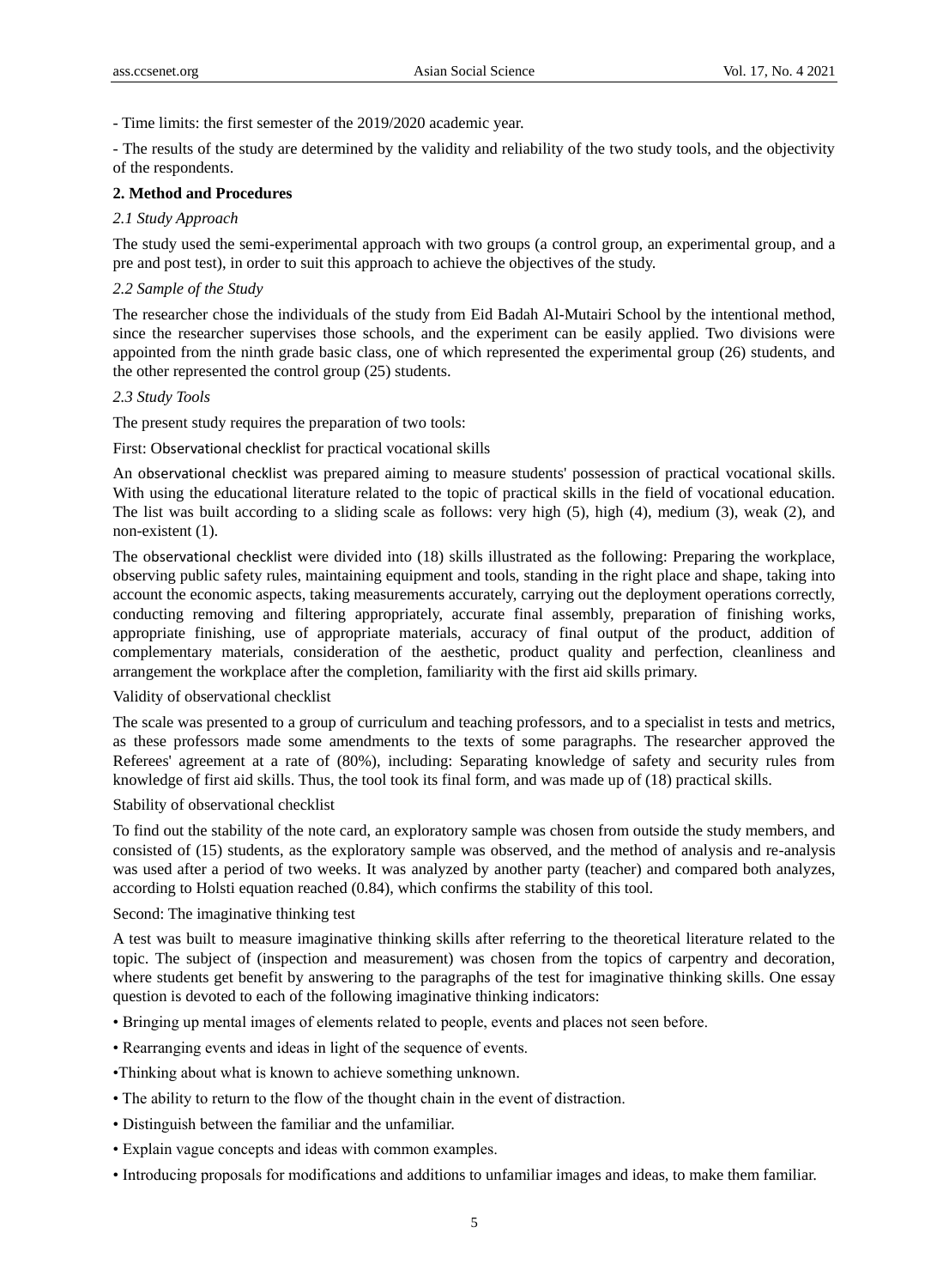- Time limits: the first semester of the 2019/2020 academic year.

- The results of the study are determined by the validity and reliability of the two study tools, and the objectivity of the respondents.

## 2. Method and Procedures

### *2.1 Study Approach*

The study used the semi-experimental approach with two groups (a control group, an experimental group, and a pre and post test), in order to suit this approach to achieve the objectives of the study.

### *2.2 Sample of the Study*

The researcher chose the individuals of the study from Eid Badah Al-Mutairi School by the intentional method, since the researcher supervises those schools, and the experiment can be easily applied. Two divisions were appointed from the ninth grade basic class, one of which represented the experimental group (26) students, and the other represented the control group (25) students.

### *2.3 Study Tools*

The present study requires the preparation of two tools:

First: Observational checklist for practical vocational skills

An observational checklist was prepared aiming to measure students' possession of practical vocational skills. With using the educational literature related to the topic of practical skills in the field of vocational education. The list was built according to a sliding scale as follows: very high (5), high (4), medium (3), weak (2), and non-existent (1).

The observational checklist were divided into (18) skills illustrated as the following: Preparing the workplace, observing public safety rules, maintaining equipment and tools, standing in the right place and shape, taking into account the economic aspects, taking measurements accurately, carrying out the deployment operations correctly, conducting removing and filtering appropriately, accurate final assembly, preparation of finishing works, appropriate finishing, use of appropriate materials, accuracy of final output of the product, addition of complementary materials, consideration of the aesthetic, product quality and perfection, cleanliness and arrangement the workplace after the completion, familiarity with the first aid skills primary.

Validity of observational checklist

The scale was presented to a group of curriculum and teaching professors, and to a specialist in tests and metrics, as these professors made some amendments to the texts of some paragraphs. The researcher approved the Referees' agreement at a rate of (80%), including: Separating knowledge of safety and security rules from knowledge of first aid skills. Thus, the tool took its final form, and was made up of (18) practical skills.

Stability of observational checklist

To find out the stability of the note card, an exploratory sample was chosen from outside the study members, and consisted of (15) students, as the exploratory sample was observed, and the method of analysis and re-analysis was used after a period of two weeks. It was analyzed by another party (teacher) and compared both analyzes, according to Holsti equation reached (0.84), which confirms the stability of this tool.

Second: The imaginative thinking test

A test was built to measure imaginative thinking skills after referring to the theoretical literature related to the topic. The subject of (inspection and measurement) was chosen from the topics of carpentry and decoration, where students get benefit by answering to the paragraphs of the test for imaginative thinking skills. One essay question is devoted to each of the following imaginative thinking indicators:

- Bringing up mental images of elements related to people, events and places not seen before.
- Rearranging events and ideas in light of the sequence of events.
- Thinking about what is known to achieve something unknown.
- The ability to return to the flow of the thought chain in the event of distraction.
- Distinguish between the familiar and the unfamiliar.
- Explain vague concepts and ideas with common examples.
- Introducing proposals for modifications and additions to unfamiliar images and ideas, to make them familiar.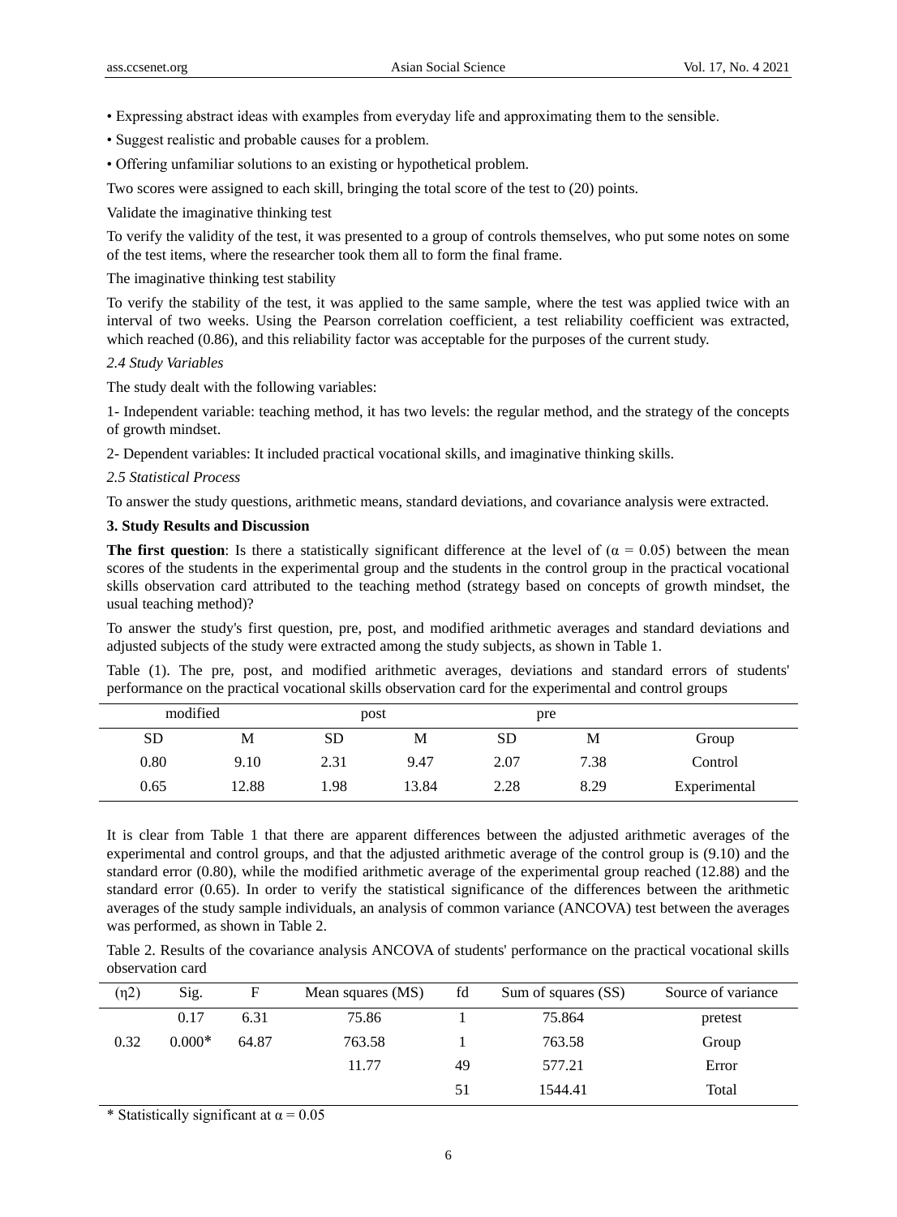• Expressing abstract ideas with examples from everyday life and approximating them to the sensible.

• Suggest realistic and probable causes for a problem.

• Offering unfamiliar solutions to an existing or hypothetical problem.

Two scores were assigned to each skill, bringing the total score of the test to (20) points.

Validate the imaginative thinking test

To verify the validity of the test, it was presented to a group of controls themselves, who put some notes on some of the test items, where the researcher took them all to form the final frame.

The imaginative thinking test stability

To verify the stability of the test, it was applied to the same sample, where the test was applied twice with an interval of two weeks. Using the Pearson correlation coefficient, a test reliability coefficient was extracted, which reached (0.86), and this reliability factor was acceptable for the purposes of the current study.

*2.4 Study Variables*

The study dealt with the following variables:

1- Independent variable: teaching method, it has two levels: the regular method, and the strategy of the concepts of growth mindset.

2- Dependent variables: It included practical vocational skills, and imaginative thinking skills.

*2.5 Statistical Process*

To answer the study questions, arithmetic means, standard deviations, and covariance analysis were extracted.

## 3. Study Results and Discussion

**The first question**: Is there a statistically significant difference at the level of ($\alpha = 0.05$) between the mean scores of the students in the experimental group and the students in the control group in the practical vocational skills observation card attributed to the teaching method (strategy based on concepts of growth mindset, the usual teaching method)?

To answer the study's first question, pre, post, and modified arithmetic averages and standard deviations and adjusted subjects of the study were extracted among the study subjects, as shown in Table 1.

Table (1). The pre, post, and modified arithmetic averages, deviations and standard errors of students' performance on the practical vocational skills observation card for the experimental and control groups

| modified | | post | | pre | | |
|---|---|---|---|---|---|---|
| SD | M | SD | M | SD | M | Group |
| 0.80 | 9.10 | 2.31 | 9.47 | 2.07 | 7.38 | Control |
| 0.65 | 12.88 | 1.98 | 13.84 | 2.28 | 8.29 | Experimental |

It is clear from Table 1 that there are apparent differences between the adjusted arithmetic averages of the experimental and control groups, and that the adjusted arithmetic average of the control group is (9.10) and the standard error (0.80), while the modified arithmetic average of the experimental group reached (12.88) and the standard error (0.65). In order to verify the statistical significance of the differences between the arithmetic averages of the study sample individuals, an analysis of common variance (ANCOVA) test between the averages was performed, as shown in Table 2.

Table 2. Results of the covariance analysis ANCOVA of students' performance on the practical vocational skills observation card

| ($\eta^2$) | Sig. | F | Mean squares (MS) | fd | Sum of squares (SS) | Source of variance |
|---|---|---|---|---|---|---|
| | 0.17 | 6.31 | 75.86 | 1 | 75.864 | pretest |
| 0.32 | 0.000* | 64.87 | 763.58 | 1 | 763.58 | Group |
| | | | 11.77 | 49 | 577.21 | Error |
| | | | | 51 | 1544.41 | Total |

* Statistically significant at $\alpha = 0.05$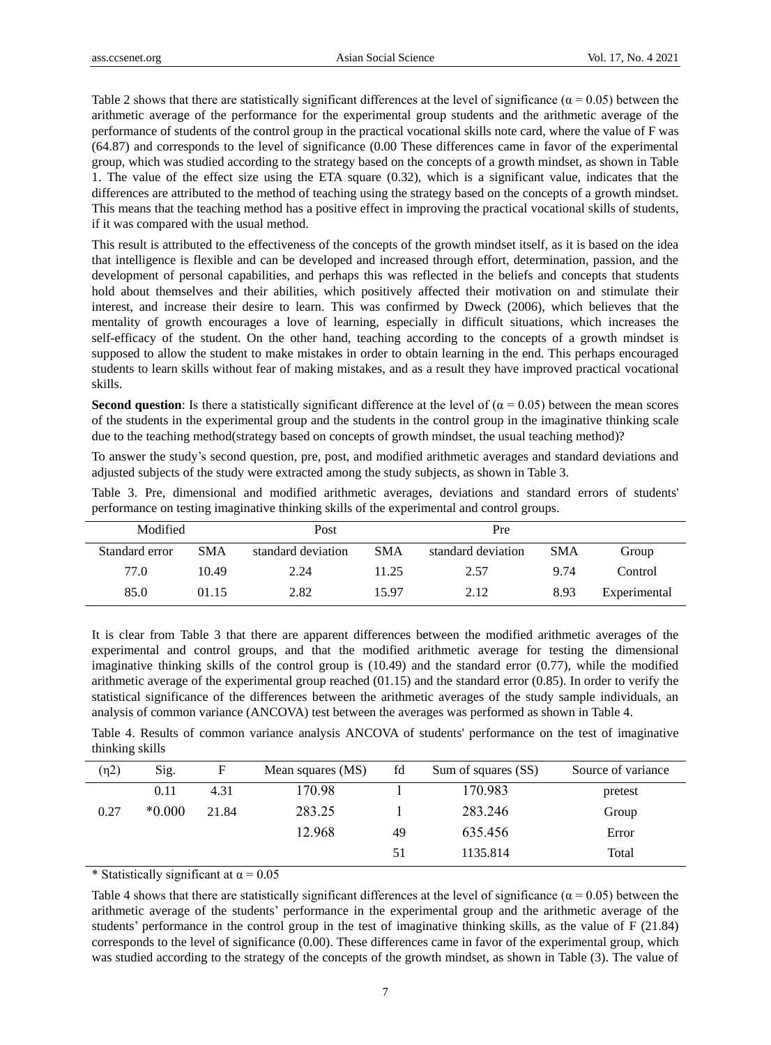Table 2 shows that there are statistically significant differences at the level of significance ($\alpha = 0.05$) between the arithmetic average of the performance for the experimental group students and the arithmetic average of the performance of students of the control group in the practical vocational skills note card, where the value of F was (64.87) and corresponds to the level of significance (0.00 These differences came in favor of the experimental group, which was studied according to the strategy based on the concepts of a growth mindset, as shown in Table 1. The value of the effect size using the ETA square (0.32), which is a significant value, indicates that the differences are attributed to the method of teaching using the strategy based on the concepts of a growth mindset. This means that the teaching method has a positive effect in improving the practical vocational skills of students, if it was compared with the usual method.

This result is attributed to the effectiveness of the concepts of the growth mindset itself, as it is based on the idea that intelligence is flexible and can be developed and increased through effort, determination, passion, and the development of personal capabilities, and perhaps this was reflected in the beliefs and concepts that students hold about themselves and their abilities, which positively affected their motivation on and stimulate their interest, and increase their desire to learn. This was confirmed by Dweck (2006), which believes that the mentality of growth encourages a love of learning, especially in difficult situations, which increases the self-efficacy of the student. On the other hand, teaching according to the concepts of a growth mindset is supposed to allow the student to make mistakes in order to obtain learning in the end. This perhaps encouraged students to learn skills without fear of making mistakes, and as a result they have improved practical vocational skills.

**Second question**: Is there a statistically significant difference at the level of ($\alpha = 0.05$) between the mean scores of the students in the experimental group and the students in the control group in the imaginative thinking scale due to the teaching method(strategy based on concepts of growth mindset, the usual teaching method)?

To answer the study's second question, pre, post, and modified arithmetic averages and standard deviations and adjusted subjects of the study were extracted among the study subjects, as shown in Table 3.

Table 3. Pre, dimensional and modified arithmetic averages, deviations and standard errors of students' performance on testing imaginative thinking skills of the experimental and control groups.

| Modified | | Post | | Pre | | |
|---|---|---|---|---|---|---|
| Standard error | SMA | standard deviation | SMA | standard deviation | SMA | Group |
| 77.0 | 10.49 | 2.24 | 11.25 | 2.57 | 9.74 | Control |
| 85.0 | 01.15 | 2.82 | 15.97 | 2.12 | 8.93 | Experimental |

It is clear from Table 3 that there are apparent differences between the modified arithmetic averages of the experimental and control groups, and that the modified arithmetic average for testing the dimensional imaginative thinking skills of the control group is (10.49) and the standard error (0.77), while the modified arithmetic average of the experimental group reached (01.15) and the standard error (0.85). In order to verify the statistical significance of the differences between the arithmetic averages of the study sample individuals, an analysis of common variance (ANCOVA) test between the averages was performed as shown in Table 4.

Table 4. Results of common variance analysis ANCOVA of students' performance on the test of imaginative thinking skills

| (η2) | Sig. | F | Mean squares (MS) | fd | Sum of squares (SS) | Source of variance |
|---|---|---|---|---|---|---|
| | 0.11 | 4.31 | 170.98 | 1 | 170.983 | pretest |
| 0.27 | *0.000 | 21.84 | 283.25 | 1 | 283.246 | Group |
| | | | 12.968 | 49 | 635.456 | Error |
| | | | | 51 | 1135.814 | Total |

* Statistically significant at $\alpha = 0.05$

Table 4 shows that there are statistically significant differences at the level of significance ($\alpha = 0.05$) between the arithmetic average of the students' performance in the experimental group and the arithmetic average of the students' performance in the control group in the test of imaginative thinking skills, as the value of F (21.84) corresponds to the level of significance (0.00). These differences came in favor of the experimental group, which was studied according to the strategy of the concepts of the growth mindset, as shown in Table (3). The value of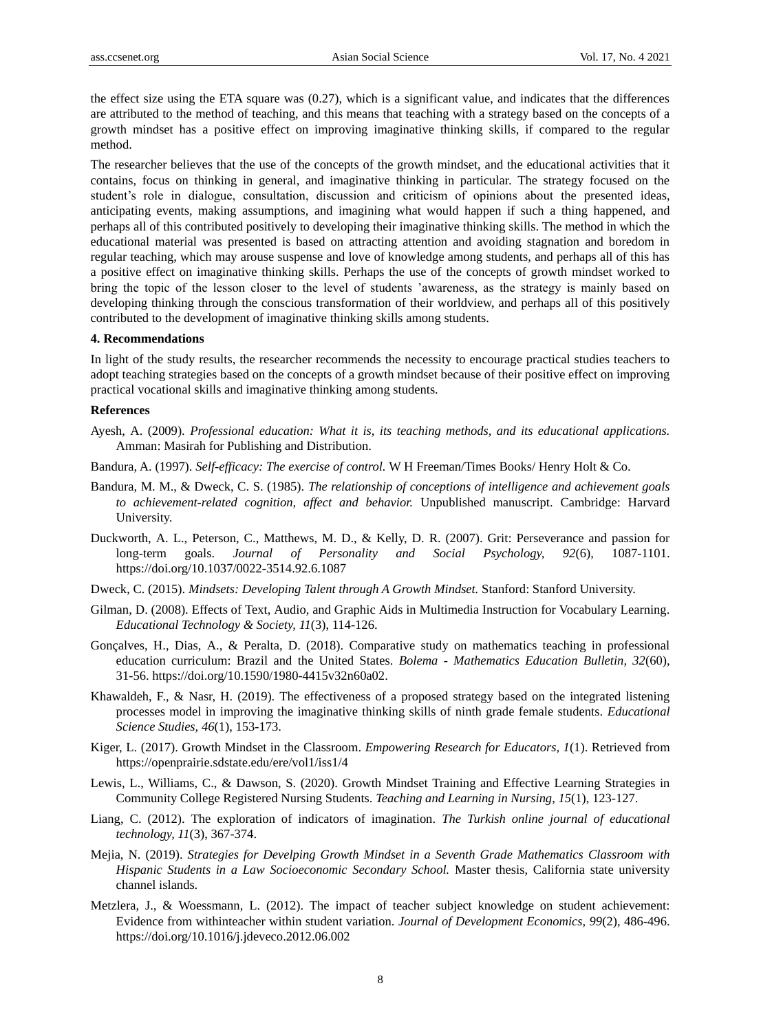the effect size using the ETA square was (0.27), which is a significant value, and indicates that the differences are attributed to the method of teaching, and this means that teaching with a strategy based on the concepts of a growth mindset has a positive effect on improving imaginative thinking skills, if compared to the regular method.

The researcher believes that the use of the concepts of the growth mindset, and the educational activities that it contains, focus on thinking in general, and imaginative thinking in particular. The strategy focused on the student's role in dialogue, consultation, discussion and criticism of opinions about the presented ideas, anticipating events, making assumptions, and imagining what would happen if such a thing happened, and perhaps all of this contributed positively to developing their imaginative thinking skills. The method in which the educational material was presented is based on attracting attention and avoiding stagnation and boredom in regular teaching, which may arouse suspense and love of knowledge among students, and perhaps all of this has a positive effect on imaginative thinking skills. Perhaps the use of the concepts of growth mindset worked to bring the topic of the lesson closer to the level of students 'awareness, as the strategy is mainly based on developing thinking through the conscious transformation of their worldview, and perhaps all of this positively contributed to the development of imaginative thinking skills among students.

## 4. Recommendations

In light of the study results, the researcher recommends the necessity to encourage practical studies teachers to adopt teaching strategies based on the concepts of a growth mindset because of their positive effect on improving practical vocational skills and imaginative thinking among students.

## References

Ayesh, A. (2009). *Professional education: What it is, its teaching methods, and its educational applications.* Amman: Masirah for Publishing and Distribution.

Bandura, A. (1997). *Self-efficacy: The exercise of control.* W H Freeman/Times Books/ Henry Holt & Co.

Bandura, M. M., & Dweck, C. S. (1985). *The relationship of conceptions of intelligence and achievement goals to achievement-related cognition, affect and behavior.* Unpublished manuscript. Cambridge: Harvard University.

Duckworth, A. L., Peterson, C., Matthews, M. D., & Kelly, D. R. (2007). Grit: Perseverance and passion for long-term goals. *Journal of Personality and Social Psychology, 92*(6), 1087-1101. https://doi.org/10.1037/0022-3514.92.6.1087

Dweck, C. (2015). *Mindsets: Developing Talent through A Growth Mindset.* Stanford: Stanford University.

Gilman, D. (2008). Effects of Text, Audio, and Graphic Aids in Multimedia Instruction for Vocabulary Learning. *Educational Technology & Society, 11*(3), 114-126.

Gonçalves, H., Dias, A., & Peralta, D. (2018). Comparative study on mathematics teaching in professional education curriculum: Brazil and the United States. *Bolema - Mathematics Education Bulletin, 32*(60), 31-56. https://doi.org/10.1590/1980-4415v32n60a02.

Khawaldeh, F., & Nasr, H. (2019). The effectiveness of a proposed strategy based on the integrated listening processes model in improving the imaginative thinking skills of ninth grade female students. *Educational Science Studies, 46*(1), 153-173.

Kiger, L. (2017). Growth Mindset in the Classroom. *Empowering Research for Educators, 1*(1). Retrieved from https://openprairie.sdstate.edu/ere/vol1/iss1/4

Lewis, L., Williams, C., & Dawson, S. (2020). Growth Mindset Training and Effective Learning Strategies in Community College Registered Nursing Students. *Teaching and Learning in Nursing, 15*(1), 123-127.

Liang, C. (2012). The exploration of indicators of imagination. *The Turkish online journal of educational technology, 11*(3), 367-374.

Mejia, N. (2019). *Strategies for Develping Growth Mindset in a Seventh Grade Mathematics Classroom with Hispanic Students in a Law Socioeconomic Secondary School.* Master thesis, California state university channel islands.

Metzlera, J., & Woessmann, L. (2012). The impact of teacher subject knowledge on student achievement: Evidence from withinteacher within student variation. *Journal of Development Economics, 99*(2), 486-496. https://doi.org/10.1016/j.jdeveco.2012.06.002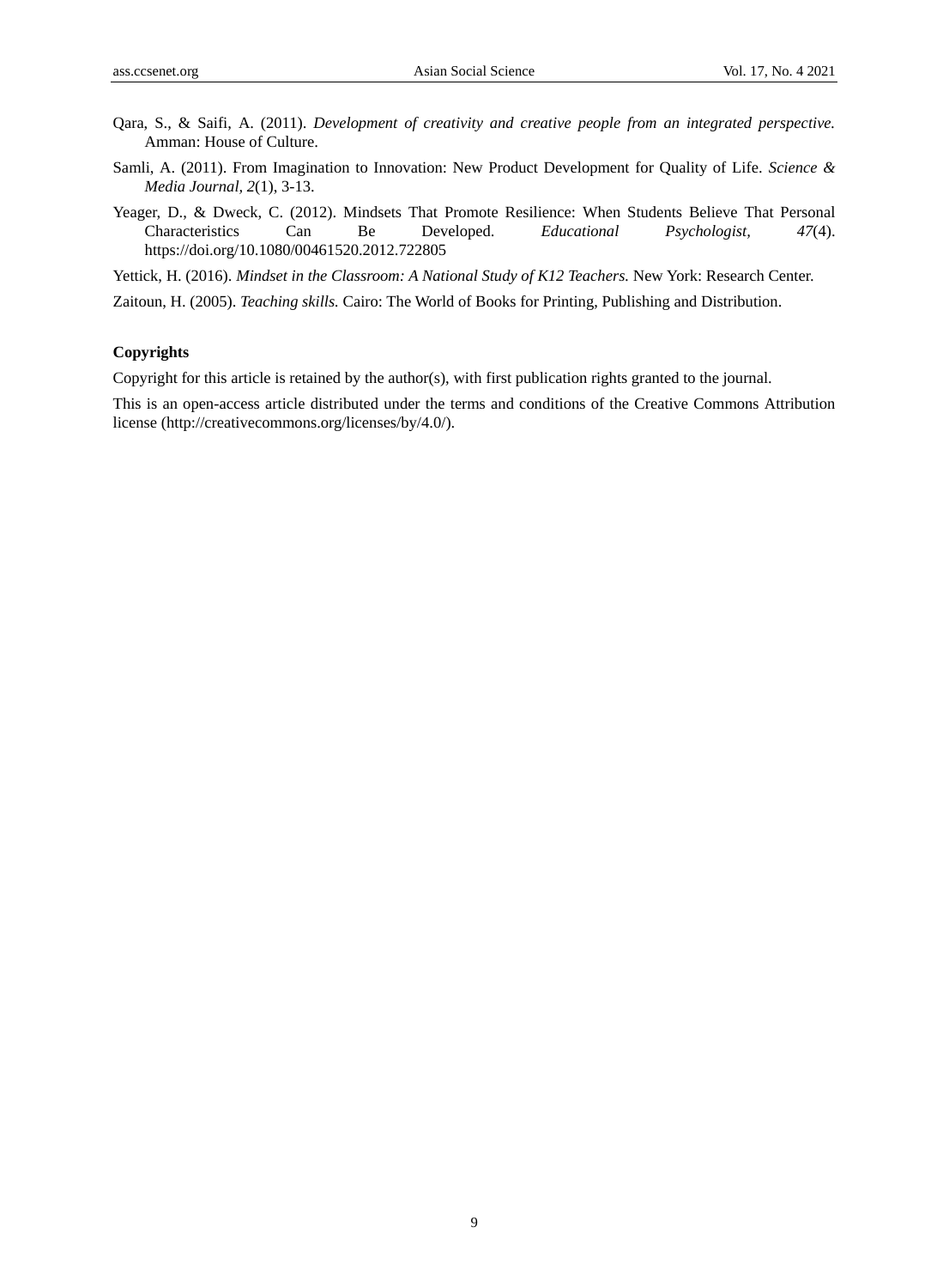Qara, S., & Saifi, A. (2011). *Development of creativity and creative people from an integrated perspective.* Amman: House of Culture.

Samli, A. (2011). From Imagination to Innovation: New Product Development for Quality of Life. *Science & Media Journal, 2*(1), 3-13.

Yeager, D., & Dweck, C. (2012). Mindsets That Promote Resilience: When Students Believe That Personal Characteristics Can Be Developed. *Educational Psychologist, 47*(4). https://doi.org/10.1080/00461520.2012.722805

Yettick, H. (2016). *Mindset in the Classroom: A National Study of K12 Teachers.* New York: Research Center.

Zaitoun, H. (2005). *Teaching skills.* Cairo: The World of Books for Printing, Publishing and Distribution.

**Copyrights**

Copyright for this article is retained by the author(s), with first publication rights granted to the journal.

This is an open-access article distributed under the terms and conditions of the Creative Commons Attribution license (http://creativecommons.org/licenses/by/4.0/).